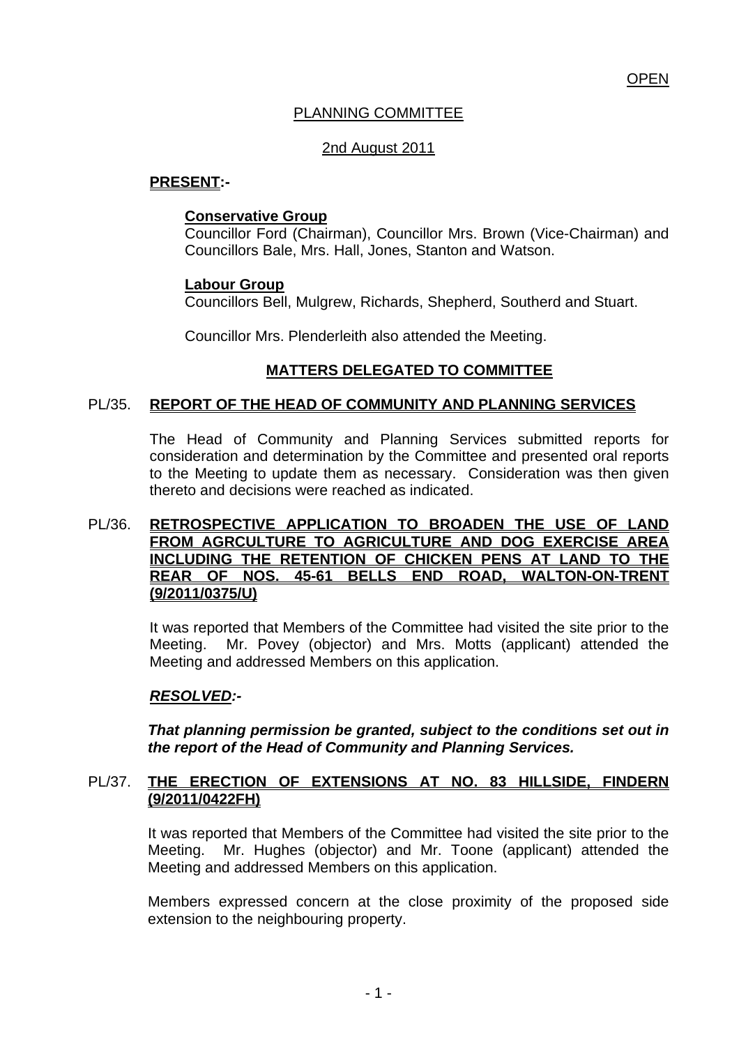OPEN

# PLANNING COMMITTEE

2nd August 2011

**PRESENT:-**

**Conservative Group**
Councillor Ford (Chairman), Councillor Mrs. Brown (Vice-Chairman) and Councillors Bale, Mrs. Hall, Jones, Stanton and Watson.

**Labour Group**
Councillors Bell, Mulgrew, Richards, Shepherd, Southerd and Stuart.

Councillor Mrs. Plenderleith also attended the Meeting.

## MATTERS DELEGATED TO COMMITTEE

### PL/35. REPORT OF THE HEAD OF COMMUNITY AND PLANNING SERVICES

The Head of Community and Planning Services submitted reports for consideration and determination by the Committee and presented oral reports to the Meeting to update them as necessary. Consideration was then given thereto and decisions were reached as indicated.

### PL/36. RETROSPECTIVE APPLICATION TO BROADEN THE USE OF LAND FROM AGRCULTURE TO AGRICULTURE AND DOG EXERCISE AREA INCLUDING THE RETENTION OF CHICKEN PENS AT LAND TO THE REAR OF NOS. 45-61 BELLS END ROAD, WALTON-ON-TRENT (9/2011/0375/U)

It was reported that Members of the Committee had visited the site prior to the Meeting. Mr. Povey (objector) and Mrs. Motts (applicant) attended the Meeting and addressed Members on this application.

***RESOLVED:-***

***That planning permission be granted, subject to the conditions set out in the report of the Head of Community and Planning Services.***

### PL/37. THE ERECTION OF EXTENSIONS AT NO. 83 HILLSIDE, FINDERN (9/2011/0422FH)

It was reported that Members of the Committee had visited the site prior to the Meeting. Mr. Hughes (objector) and Mr. Toone (applicant) attended the Meeting and addressed Members on this application.

Members expressed concern at the close proximity of the proposed side extension to the neighbouring property.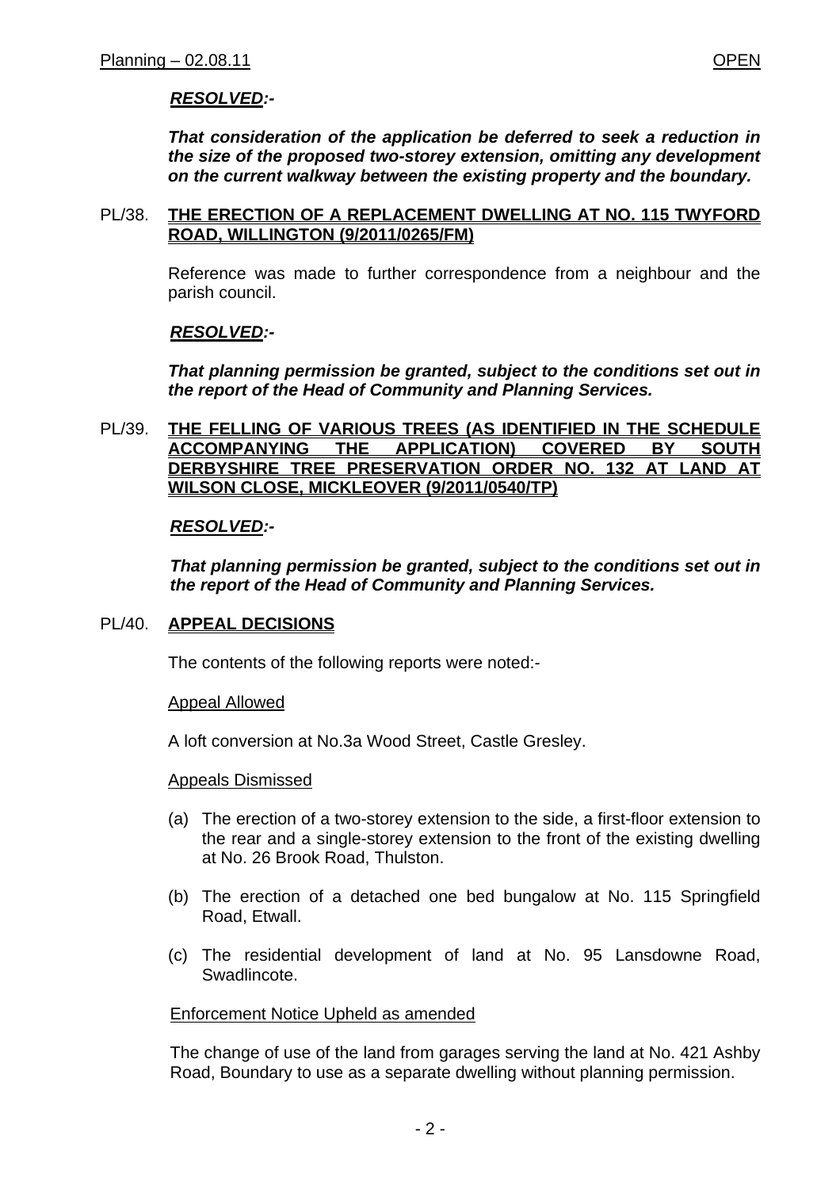***RESOLVED:-***

***That consideration of the application be deferred to seek a reduction in the size of the proposed two-storey extension, omitting any development on the current walkway between the existing property and the boundary.***

PL/38. **THE ERECTION OF A REPLACEMENT DWELLING AT NO. 115 TWYFORD ROAD, WILLINGTON (9/2011/0265/FM)**

Reference was made to further correspondence from a neighbour and the parish council.

***RESOLVED:-***

***That planning permission be granted, subject to the conditions set out in the report of the Head of Community and Planning Services.***

PL/39. **THE FELLING OF VARIOUS TREES (AS IDENTIFIED IN THE SCHEDULE ACCOMPANYING THE APPLICATION) COVERED BY SOUTH DERBYSHIRE TREE PRESERVATION ORDER NO. 132 AT LAND AT WILSON CLOSE, MICKLEOVER (9/2011/0540/TP)**

***RESOLVED:-***

***That planning permission be granted, subject to the conditions set out in the report of the Head of Community and Planning Services.***

PL/40. **APPEAL DECISIONS**

The contents of the following reports were noted:-

Appeal Allowed

A loft conversion at No.3a Wood Street, Castle Gresley.

Appeals Dismissed

(a) The erection of a two-storey extension to the side, a first-floor extension to the rear and a single-storey extension to the front of the existing dwelling at No. 26 Brook Road, Thulston.

(b) The erection of a detached one bed bungalow at No. 115 Springfield Road, Etwall.

(c) The residential development of land at No. 95 Lansdowne Road, Swadlincote.

Enforcement Notice Upheld as amended

The change of use of the land from garages serving the land at No. 421 Ashby Road, Boundary to use as a separate dwelling without planning permission.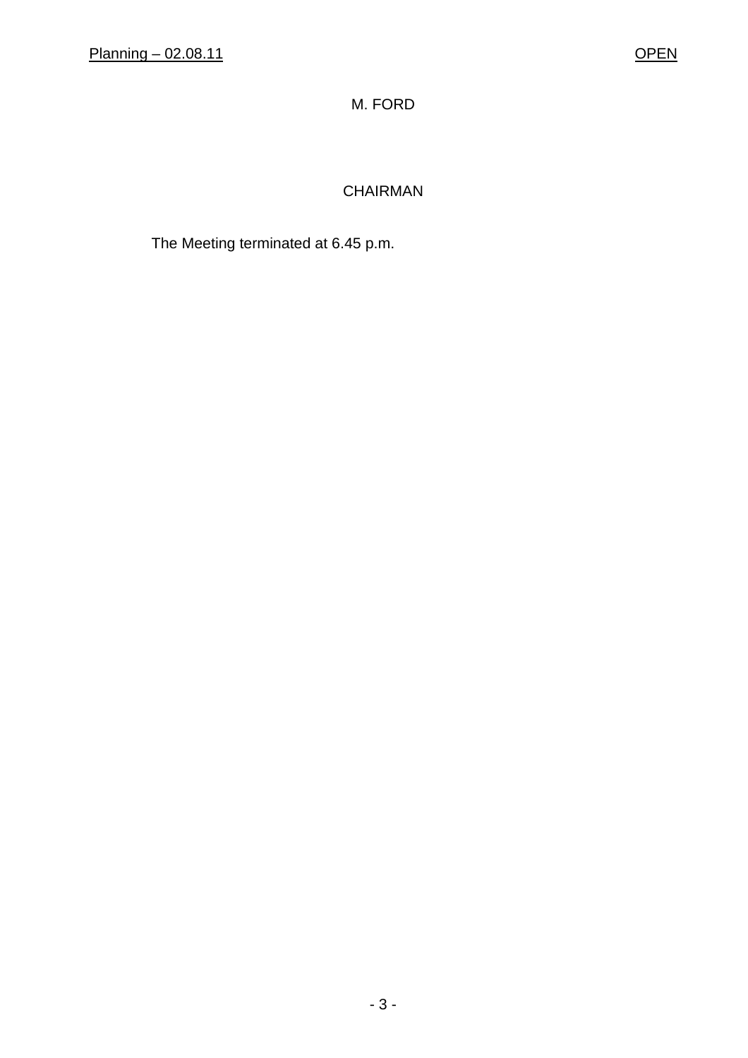M. FORD

CHAIRMAN

The Meeting terminated at 6.45 p.m.